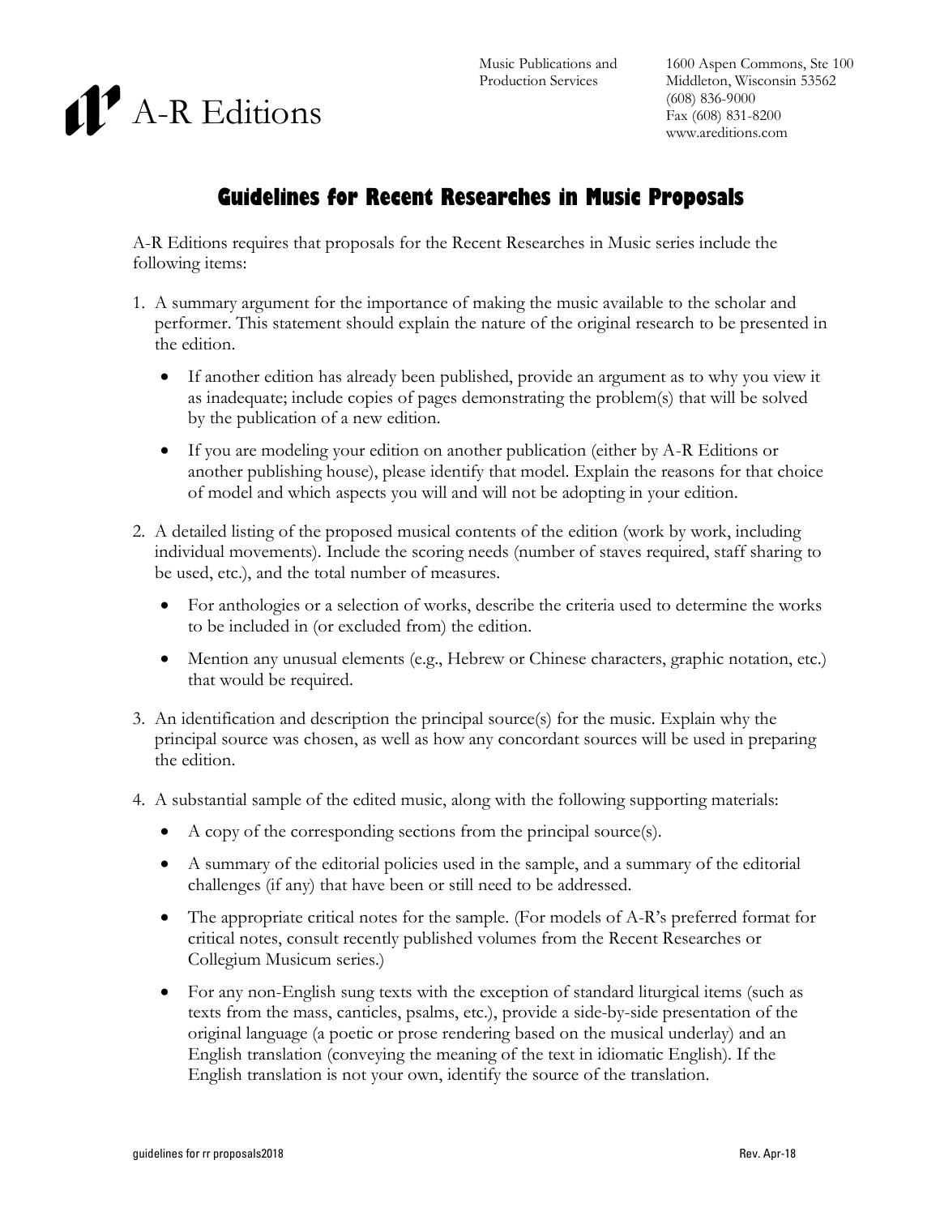A-R Editions

Music Publications and Production Services

1600 Aspen Commons, Ste 100
Middleton, Wisconsin 53562
(608) 836-9000
Fax (608) 831-8200
www.areditions.com

# Guidelines for Recent Researches in Music Proposals

A-R Editions requires that proposals for the Recent Researches in Music series include the following items:

1. A summary argument for the importance of making the music available to the scholar and performer. This statement should explain the nature of the original research to be presented in the edition.
   - If another edition has already been published, provide an argument as to why you view it as inadequate; include copies of pages demonstrating the problem(s) that will be solved by the publication of a new edition.
   - If you are modeling your edition on another publication (either by A-R Editions or another publishing house), please identify that model. Explain the reasons for that choice of model and which aspects you will and will not be adopting in your edition.
2. A detailed listing of the proposed musical contents of the edition (work by work, including individual movements). Include the scoring needs (number of staves required, staff sharing to be used, etc.), and the total number of measures.
   - For anthologies or a selection of works, describe the criteria used to determine the works to be included in (or excluded from) the edition.
   - Mention any unusual elements (e.g., Hebrew or Chinese characters, graphic notation, etc.) that would be required.
3. An identification and description the principal source(s) for the music. Explain why the principal source was chosen, as well as how any concordant sources will be used in preparing the edition.
4. A substantial sample of the edited music, along with the following supporting materials:
   - A copy of the corresponding sections from the principal source(s).
   - A summary of the editorial policies used in the sample, and a summary of the editorial challenges (if any) that have been or still need to be addressed.
   - The appropriate critical notes for the sample. (For models of A-R's preferred format for critical notes, consult recently published volumes from the Recent Researches or Collegium Musicum series.)
   - For any non-English sung texts with the exception of standard liturgical items (such as texts from the mass, canticles, psalms, etc.), provide a side-by-side presentation of the original language (a poetic or prose rendering based on the musical underlay) and an English translation (conveying the meaning of the text in idiomatic English). If the English translation is not your own, identify the source of the translation.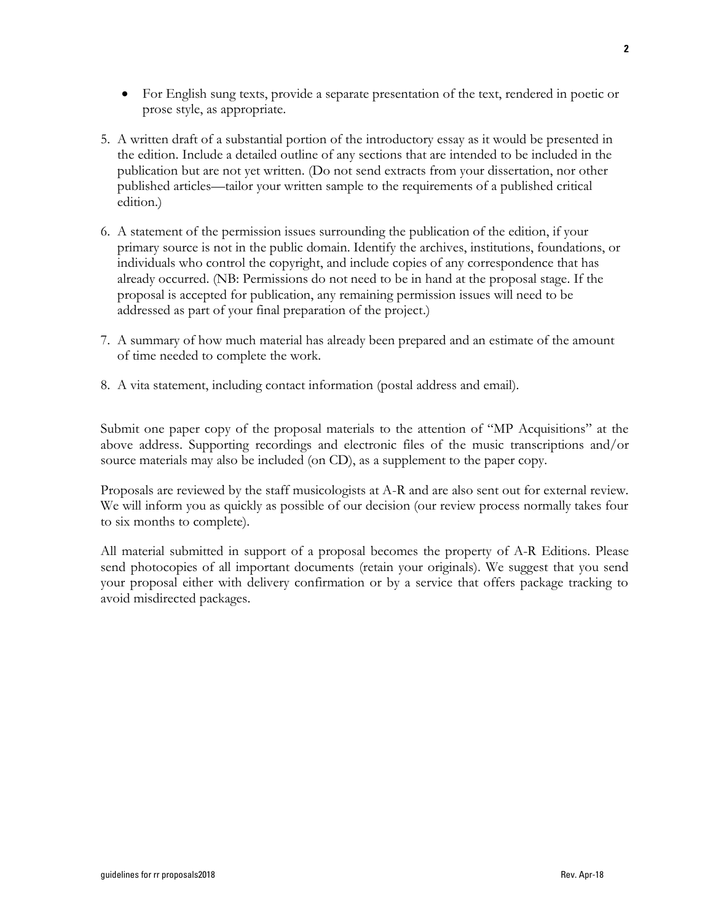- For English sung texts, provide a separate presentation of the text, rendered in poetic or prose style, as appropriate.

5. A written draft of a substantial portion of the introductory essay as it would be presented in the edition. Include a detailed outline of any sections that are intended to be included in the publication but are not yet written. (Do not send extracts from your dissertation, nor other published articles—tailor your written sample to the requirements of a published critical edition.)

6. A statement of the permission issues surrounding the publication of the edition, if your primary source is not in the public domain. Identify the archives, institutions, foundations, or individuals who control the copyright, and include copies of any correspondence that has already occurred. (NB: Permissions do not need to be in hand at the proposal stage. If the proposal is accepted for publication, any remaining permission issues will need to be addressed as part of your final preparation of the project.)

7. A summary of how much material has already been prepared and an estimate of the amount of time needed to complete the work.

8. A vita statement, including contact information (postal address and email).

Submit one paper copy of the proposal materials to the attention of "MP Acquisitions" at the above address. Supporting recordings and electronic files of the music transcriptions and/or source materials may also be included (on CD), as a supplement to the paper copy.

Proposals are reviewed by the staff musicologists at A-R and are also sent out for external review. We will inform you as quickly as possible of our decision (our review process normally takes four to six months to complete).

All material submitted in support of a proposal becomes the property of A-R Editions. Please send photocopies of all important documents (retain your originals). We suggest that you send your proposal either with delivery confirmation or by a service that offers package tracking to avoid misdirected packages.